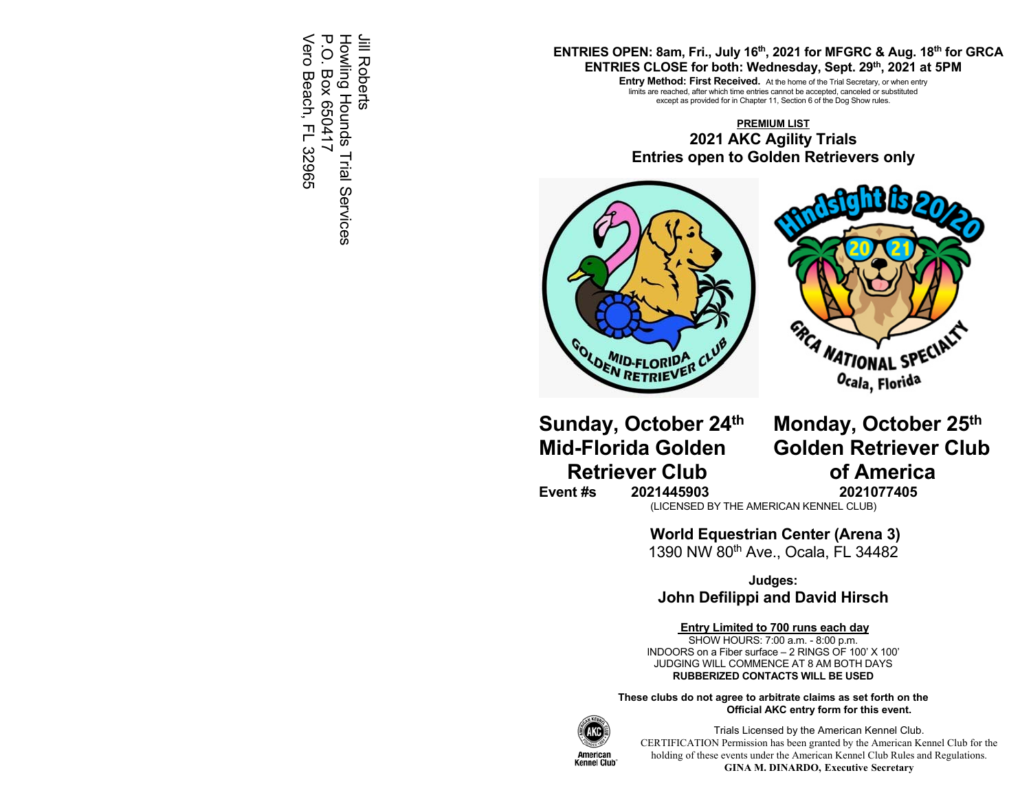Jill Roberts
Howling Hounds Trial Services
P.O. Box 650417
Vero Beach, FL 32965

**ENTRIES OPEN: 8am, Fri., July 16th, 2021 for MFGRC & Aug. 18th for GRCA**
**ENTRIES CLOSE for both: Wednesday, Sept. 29th, 2021 at 5PM**

**Entry Method: First Received.** At the home of the Trial Secretary, or when entry limits are reached, after which time entries cannot be accepted, canceled or substituted except as provided for in Chapter 11, Section 6 of the Dog Show rules.

**PREMIUM LIST**

# 2021 AKC Agility Trials
## Entries open to Golden Retrievers only

MID-FLORIDA GOLDEN RETRIEVER CLUB

Hindsight is 20/20 2021 GRCA NATIONAL SPECIALTY Ocala, Florida

| Sunday, October 24th | Monday, October 25th |
|---|---|
| **Mid-Florida Golden Retriever Club** | **Golden Retriever Club of America** |
| **Event #s** 2021445903 | 2021077405 |

(LICENSED BY THE AMERICAN KENNEL CLUB)

**World Equestrian Center (Arena 3)**
1390 NW 80th Ave., Ocala, FL 34482

**Judges:**
**John Defilippi and David Hirsch**

**Entry Limited to 700 runs each day**
SHOW HOURS: 7:00 a.m. - 8:00 p.m.
INDOORS on a Fiber surface – 2 RINGS OF 100' X 100'
JUDGING WILL COMMENCE AT 8 AM BOTH DAYS
**RUBBERIZED CONTACTS WILL BE USED**

**These clubs do not agree to arbitrate claims as set forth on the Official AKC entry form for this event.**

American Kennel Club

Trials Licensed by the American Kennel Club.
CERTIFICATION Permission has been granted by the American Kennel Club for the holding of these events under the American Kennel Club Rules and Regulations.
**GINA M. DINARDO, Executive Secretary**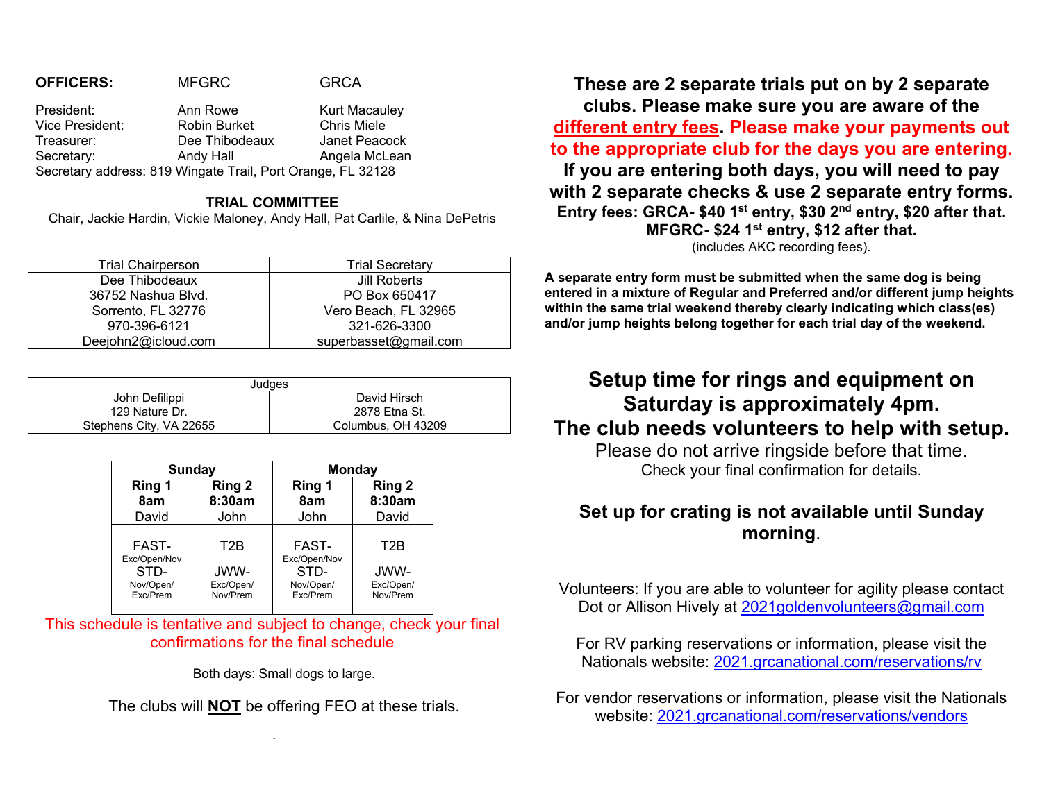| **OFFICERS:** | MFGRC | GRCA |
|---|---|---|
| President: | Ann Rowe | Kurt Macauley |
| Vice President: | Robin Burket | Chris Miele |
| Treasurer: | Dee Thibodeaux | Janet Peacock |
| Secretary: | Andy Hall | Angela McLean |

Secretary address: 819 Wingate Trail, Port Orange, FL 32128

**TRIAL COMMITTEE**

Chair, Jackie Hardin, Vickie Maloney, Andy Hall, Pat Carlile, & Nina DePetris

| Trial Chairperson | Trial Secretary |
|---|---|
| Dee Thibodeaux<br>36752 Nashua Blvd.<br>Sorrento, FL 32776<br>970-396-6121<br>Deejohn2@icloud.com | Jill Roberts<br>PO Box 650417<br>Vero Beach, FL 32965<br>321-626-3300<br>superbasset@gmail.com |

| Judges | |
|---|---|
| John Defilippi<br>129 Nature Dr.<br>Stephens City, VA 22655 | David Hirsch<br>2878 Etna St.<br>Columbus, OH 43209 |

| **Sunday** | | **Monday** | |
|---|---|---|---|
| **Ring 1 8am** | **Ring 2 8:30am** | **Ring 1 8am** | **Ring 2 8:30am** |
| David | John | John | David |
| FAST- Exc/Open/Nov<br>STD- Nov/Open/ Exc/Prem | T2B<br>JWW- Exc/Open/ Nov/Prem | FAST- Exc/Open/Nov<br>STD- Nov/Open/ Exc/Prem | T2B<br>JWW- Exc/Open/ Nov/Prem |

This schedule is tentative and subject to change, check your final confirmations for the final schedule

Both days: Small dogs to large.

The clubs will **NOT** be offering FEO at these trials.

**These are 2 separate trials put on by 2 separate clubs. Please make sure you are aware of the different entry fees. Please make your payments out to the appropriate club for the days you are entering. If you are entering both days, you will need to pay with 2 separate checks & use 2 separate entry forms.**

**Entry fees: GRCA- $40 1st entry, $30 2nd entry, $20 after that.**
**MFGRC- $24 1st entry, $12 after that.**
(includes AKC recording fees).

**A separate entry form must be submitted when the same dog is being entered in a mixture of Regular and Preferred and/or different jump heights within the same trial weekend thereby clearly indicating which class(es) and/or jump heights belong together for each trial day of the weekend.**

**Setup time for rings and equipment on Saturday is approximately 4pm.**
**The club needs volunteers to help with setup.**
Please do not arrive ringside before that time.
Check your final confirmation for details.

**Set up for crating is not available until Sunday morning.**

Volunteers: If you are able to volunteer for agility please contact Dot or Allison Hively at 2021goldenvolunteers@gmail.com

For RV parking reservations or information, please visit the Nationals website: 2021.grcanational.com/reservations/rv

For vendor reservations or information, please visit the Nationals website: 2021.grcanational.com/reservations/vendors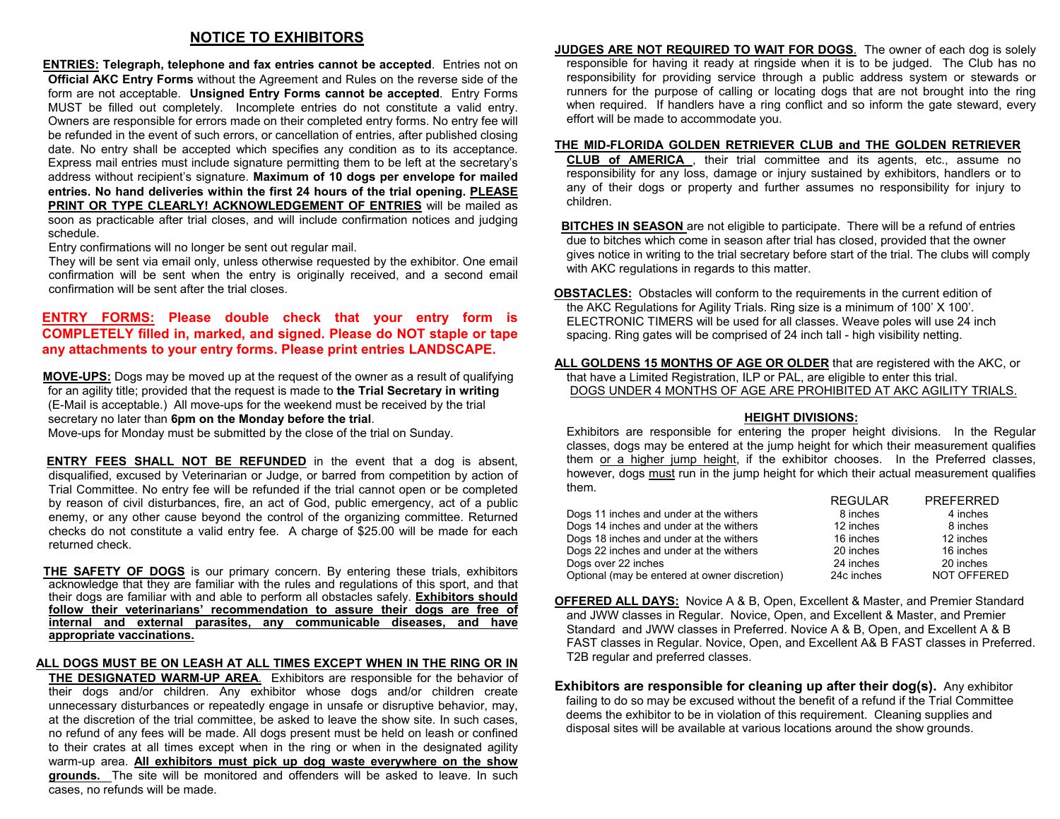## NOTICE TO EXHIBITORS

**ENTRIES: Telegraph, telephone and fax entries cannot be accepted**. Entries not on **Official AKC Entry Forms** without the Agreement and Rules on the reverse side of the form are not acceptable. **Unsigned Entry Forms cannot be accepted**. Entry Forms MUST be filled out completely. Incomplete entries do not constitute a valid entry. Owners are responsible for errors made on their completed entry forms. No entry fee will be refunded in the event of such errors, or cancellation of entries, after published closing date. No entry shall be accepted which specifies any condition as to its acceptance. Express mail entries must include signature permitting them to be left at the secretary's address without recipient's signature. **Maximum of 10 dogs per envelope for mailed entries. No hand deliveries within the first 24 hours of the trial opening. PLEASE PRINT OR TYPE CLEARLY! ACKNOWLEDGEMENT OF ENTRIES** will be mailed as soon as practicable after trial closes, and will include confirmation notices and judging schedule.

Entry confirmations will no longer be sent out regular mail.

They will be sent via email only, unless otherwise requested by the exhibitor. One email confirmation will be sent when the entry is originally received, and a second email confirmation will be sent after the trial closes.

**ENTRY FORMS: Please double check that your entry form is COMPLETELY filled in, marked, and signed. Please do NOT staple or tape any attachments to your entry forms. Please print entries LANDSCAPE.**

**MOVE-UPS:** Dogs may be moved up at the request of the owner as a result of qualifying for an agility title; provided that the request is made to **the Trial Secretary in writing** (E-Mail is acceptable.) All move-ups for the weekend must be received by the trial secretary by no later than **6pm on the Monday before the trial**.

Move-ups for Monday must be submitted by the close of the trial on Sunday.

**ENTRY FEES SHALL NOT BE REFUNDED** in the event that a dog is absent, disqualified, excused by Veterinarian or Judge, or barred from competition by action of Trial Committee. No entry fee will be refunded if the trial cannot open or be completed by reason of civil disturbances, fire, an act of God, public emergency, act of a public enemy, or any other cause beyond the control of the organizing committee. Returned checks do not constitute a valid entry fee. A charge of $25.00 will be made for each returned check.

**THE SAFETY OF DOGS** is our primary concern. By entering these trials, exhibitors acknowledge that they are familiar with the rules and regulations of this sport, and that their dogs are familiar with and able to perform all obstacles safely. **Exhibitors should follow their veterinarians' recommendation to assure their dogs are free of internal and external parasites, any communicable diseases, and have appropriate vaccinations.**

**ALL DOGS MUST BE ON LEASH AT ALL TIMES EXCEPT WHEN IN THE RING OR IN THE DESIGNATED WARM-UP AREA**. Exhibitors are responsible for the behavior of their dogs and/or children. Any exhibitor whose dogs and/or children create unnecessary disturbances or repeatedly engage in unsafe or disruptive behavior, may, at the discretion of the trial committee, be asked to leave the show site. In such cases, no refund of any fees will be made. All dogs present must be held on leash or confined to their crates at all times except when in the ring or when in the designated agility warm-up area. **All exhibitors must pick up dog waste everywhere on the show grounds.** The site will be monitored and offenders will be asked to leave. In such cases, no refunds will be made.

**JUDGES ARE NOT REQUIRED TO WAIT FOR DOGS**. The owner of each dog is solely responsible for having it ready at ringside when it is to be judged. The Club has no responsibility for providing service through a public address system or stewards or runners for the purpose of calling or locating dogs that are not brought into the ring when required. If handlers have a ring conflict and so inform the gate steward, every effort will be made to accommodate you.

**THE MID-FLORIDA GOLDEN RETRIEVER CLUB and THE GOLDEN RETRIEVER CLUB of AMERICA**, their trial committee and its agents, etc., assume no responsibility for any loss, damage or injury sustained by exhibitors, handlers or to any of their dogs or property and further assumes no responsibility for injury to children.

**BITCHES IN SEASON** are not eligible to participate. There will be a refund of entries due to bitches which come in season after trial has closed, provided that the owner gives notice in writing to the trial secretary before start of the trial. The clubs will comply with AKC regulations in regards to this matter.

**OBSTACLES:** Obstacles will conform to the requirements in the current edition of the AKC Regulations for Agility Trials. Ring size is a minimum of 100' X 100'. ELECTRONIC TIMERS will be used for all classes. Weave poles will use 24 inch spacing. Ring gates will be comprised of 24 inch tall - high visibility netting.

**ALL GOLDENS 15 MONTHS OF AGE OR OLDER** that are registered with the AKC, or that have a Limited Registration, ILP or PAL, are eligible to enter this trial.
DOGS UNDER 4 MONTHS OF AGE ARE PROHIBITED AT AKC AGILITY TRIALS.

### HEIGHT DIVISIONS:

Exhibitors are responsible for entering the proper height divisions. In the Regular classes, dogs may be entered at the jump height for which their measurement qualifies them or a higher jump height, if the exhibitor chooses. In the Preferred classes, however, dogs must run in the jump height for which their actual measurement qualifies them.

| | REGULAR | PREFERRED |
|---|---|---|
| Dogs 11 inches and under at the withers | 8 inches | 4 inches |
| Dogs 14 inches and under at the withers | 12 inches | 8 inches |
| Dogs 18 inches and under at the withers | 16 inches | 12 inches |
| Dogs 22 inches and under at the withers | 20 inches | 16 inches |
| Dogs over 22 inches | 24 inches | 20 inches |
| Optional (may be entered at owner discretion) | 24c inches | NOT OFFERED |

**OFFERED ALL DAYS:** Novice A & B, Open, Excellent & Master, and Premier Standard and JWW classes in Regular. Novice, Open, and Excellent & Master, and Premier Standard and JWW classes in Preferred. Novice A & B, Open, and Excellent A & B FAST classes in Regular. Novice, Open, and Excellent A& B FAST classes in Preferred. T2B regular and preferred classes.

**Exhibitors are responsible for cleaning up after their dog(s).** Any exhibitor failing to do so may be excused without the benefit of a refund if the Trial Committee deems the exhibitor to be in violation of this requirement. Cleaning supplies and disposal sites will be available at various locations around the show grounds.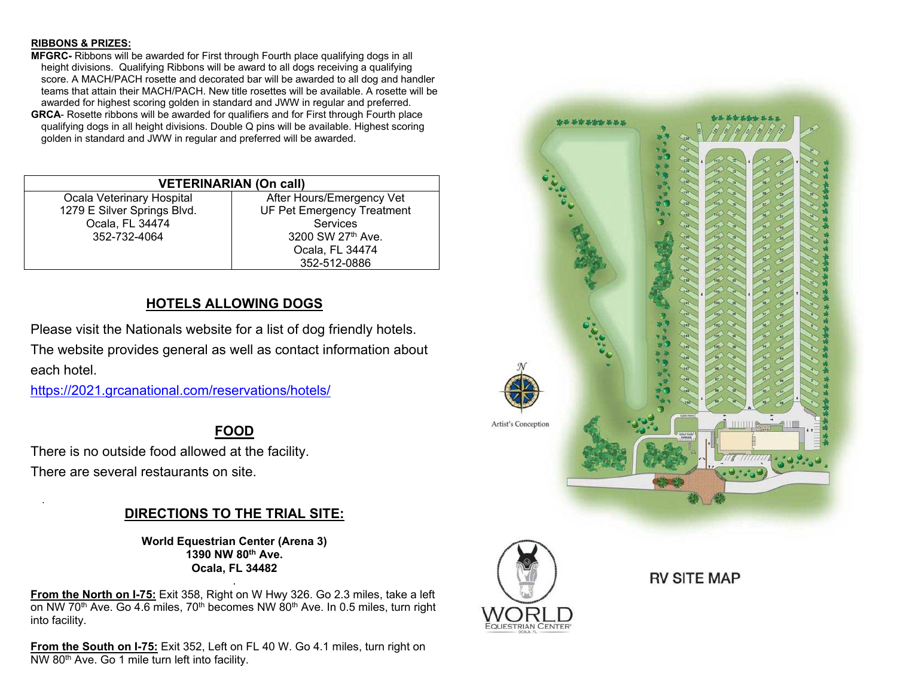**RIBBONS & PRIZES:**

**MFGRC-** Ribbons will be awarded for First through Fourth place qualifying dogs in all height divisions. Qualifying Ribbons will be award to all dogs receiving a qualifying score. A MACH/PACH rosette and decorated bar will be awarded to all dog and handler teams that attain their MACH/PACH. New title rosettes will be available. A rosette will be awarded for highest scoring golden in standard and JWW in regular and preferred.

**GRCA**- Rosette ribbons will be awarded for qualifiers and for First through Fourth place qualifying dogs in all height divisions. Double Q pins will be available. Highest scoring golden in standard and JWW in regular and preferred will be awarded.

| VETERINARIAN (On call) | |
|---|---|
| Ocala Veterinary Hospital<br>1279 E Silver Springs Blvd.<br>Ocala, FL 34474<br>352-732-4064 | After Hours/Emergency Vet<br>UF Pet Emergency Treatment Services<br>3200 SW 27th Ave.<br>Ocala, FL 34474<br>352-512-0886 |

## HOTELS ALLOWING DOGS

Please visit the Nationals website for a list of dog friendly hotels. The website provides general as well as contact information about each hotel.

https://2021.grcanational.com/reservations/hotels/

## FOOD

There is no outside food allowed at the facility.
There are several restaurants on site.

## DIRECTIONS TO THE TRIAL SITE:

**World Equestrian Center (Arena 3)**
**1390 NW 80th Ave.**
**Ocala, FL 34482**

**From the North on I-75:** Exit 358, Right on W Hwy 326. Go 2.3 miles, take a left on NW 70th Ave. Go 4.6 miles, 70th becomes NW 80th Ave. In 0.5 miles, turn right into facility.

**From the South on I-75:** Exit 352, Left on FL 40 W. Go 4.1 miles, turn right on NW 80th Ave. Go 1 mile turn left into facility.

Artist's Conception

WORLD EQUESTRIAN CENTER

RV SITE MAP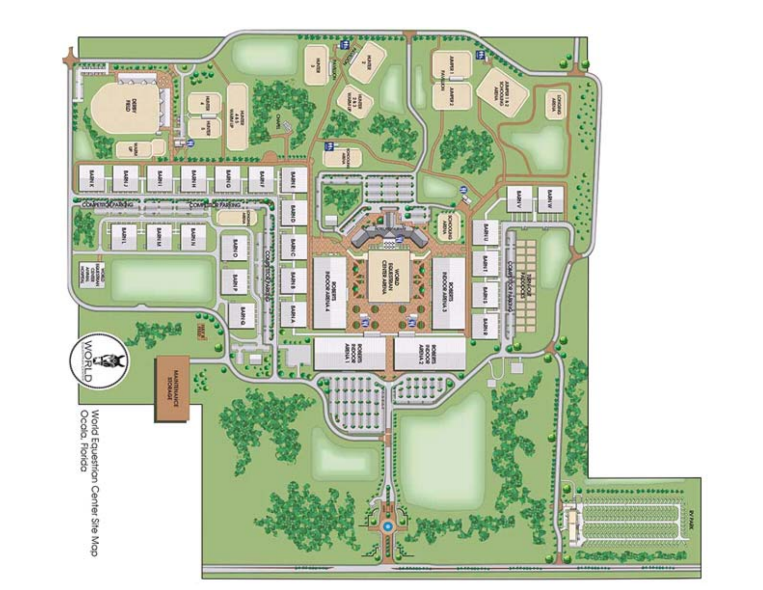World Equestrian Center Site Map
Ocala, Florida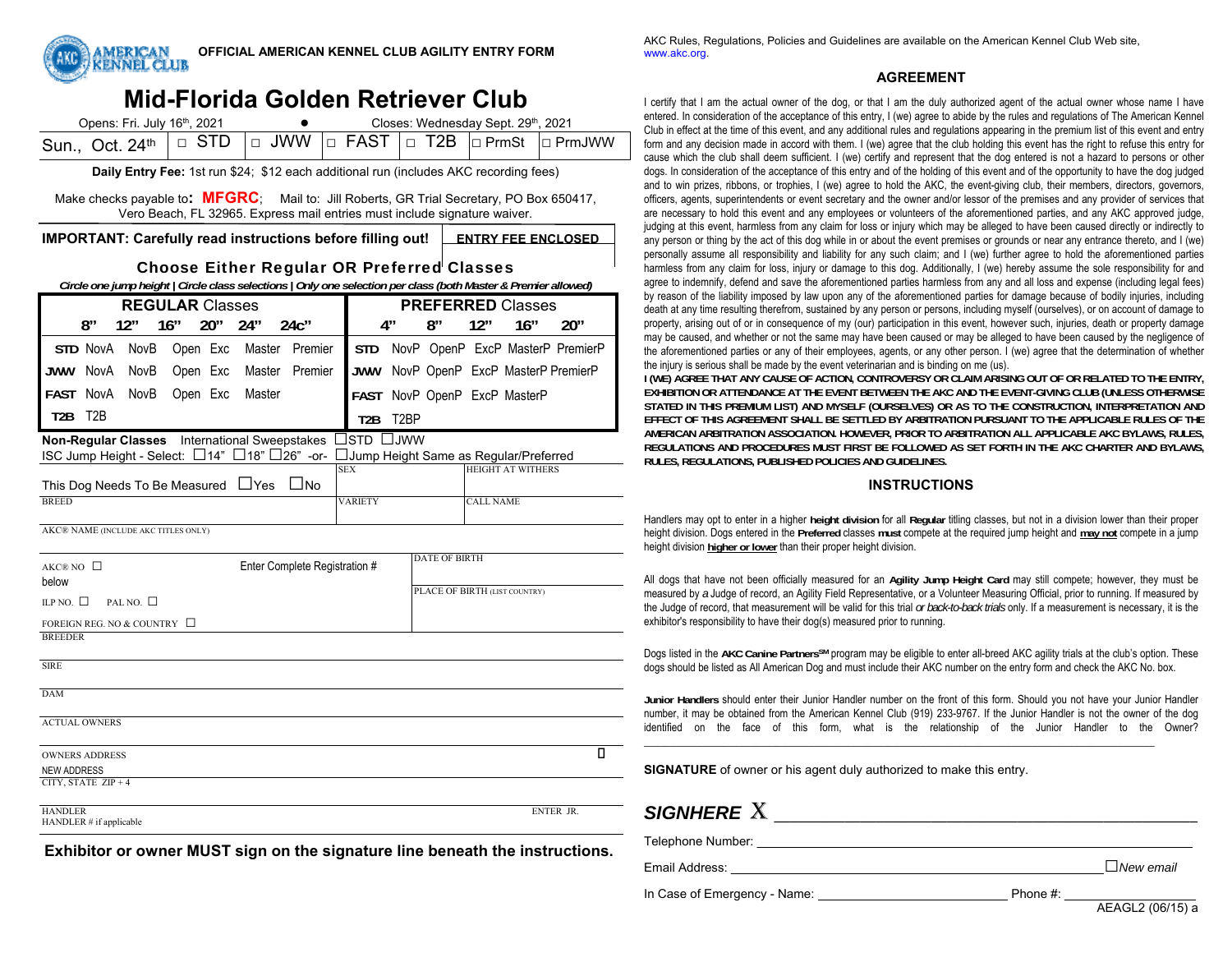OFFICIAL AMERICAN KENNEL CLUB AGILITY ENTRY FORM

# Mid-Florida Golden Retriever Club

Opens: Fri. July 16th, 2021 • Closes: Wednesday Sept. 29th, 2021

| Sun., Oct. 24th | □ STD | □ JWW | □ FAST | □ T2B | □ PrmSt | □ PrmJWW |
|---|---|---|---|---|---|---|

**Daily Entry Fee:** 1st run $24; $12 each additional run (includes AKC recording fees)

Make checks payable to: **MFGRC**; Mail to: Jill Roberts, GR Trial Secretary, PO Box 650417, Vero Beach, FL 32965. Express mail entries must include signature waiver.

**IMPORTANT: Carefully read instructions before filling out!** **ENTRY FEE ENCLOSED**

## Choose Either Regular OR Preferred Classes

*Circle one jump height | Circle class selections | Only one selection per class (both Master & Premier allowed)*

| REGULAR Classes | | | | | | | PREFERRED Classes | | | | | |
|---|---|---|---|---|---|---|---|---|---|---|---|---|
| | 8" | 12" | 16" | 20" | 24" | 24c" | | 4" | 8" | 12" | 16" | 20" |
| STD | NovA | NovB | Open | Exc | Master | Premier | STD | NovP | OpenP | ExcP | MasterP | PremierP |
| JWW | NovA | NovB | Open | Exc | Master | Premier | JWW | NovP | OpenP | ExcP | MasterP | PremierP |
| FAST | NovA | NovB | Open | Exc | Master | | FAST | NovP | OpenP | ExcP | MasterP | |
| T2B | T2B | | | | | | T2B | T2BP | | | | |

**Non-Regular Classes** International Sweepstakes ☐STD ☐JWW

ISC Jump Height - Select: ☐14" ☐18" ☐26" -or- ☐Jump Height Same as Regular/Preferred

This Dog Needs To Be Measured ☐Yes ☐No | SEX | HEIGHT AT WITHERS

BREED | VARIETY | CALL NAME

AKC® NAME (INCLUDE AKC TITLES ONLY)

AKC® NO ☐ Enter Complete Registration # below | DATE OF BIRTH

ILP NO. ☐ PAL NO. ☐ | PLACE OF BIRTH (LIST COUNTRY)

FOREIGN REG. NO & COUNTRY ☐

BREEDER

SIRE

DAM

ACTUAL OWNERS

OWNERS ADDRESS ☐ NEW ADDRESS

CITY, STATE ZIP + 4

HANDLER | ENTER JR. HANDLER # if applicable

**Exhibitor or owner MUST sign on the signature line beneath the instructions.**

AKC Rules, Regulations, Policies and Guidelines are available on the American Kennel Club Web site, www.akc.org.

### AGREEMENT

I certify that I am the actual owner of the dog, or that I am the duly authorized agent of the actual owner whose name I have entered. In consideration of the acceptance of this entry, I (we) agree to abide by the rules and regulations of The American Kennel Club in effect at the time of this event, and any additional rules and regulations appearing in the premium list of this event and entry form and any decision made in accord with them. I (we) agree that the club holding this event has the right to refuse this entry for cause which the club shall deem sufficient. I (we) certify and represent that the dog entered is not a hazard to persons or other dogs. In consideration of the acceptance of this entry and of the holding of this event and of the opportunity to have the dog judged and to win prizes, ribbons, or trophies, I (we) agree to hold the AKC, the event-giving club, their members, directors, governors, officers, agents, superintendents or event secretary and the owner and/or lessor of the premises and any provider of services that are necessary to hold this event and any employees or volunteers of the aforementioned parties, and any AKC approved judge, judging at this event, harmless from any claim for loss or injury which may be alleged to have been caused directly or indirectly to any person or thing by the act of this dog while in or about the event premises or grounds or near any entrance thereto, and I (we) personally assume all responsibility and liability for any such claim; and I (we) further agree to hold the aforementioned parties harmless from any claim for loss, injury or damage to this dog. Additionally, I (we) hereby assume the sole responsibility for and agree to indemnify, defend and save the aforementioned parties harmless from any and all loss and expense (including legal fees) by reason of the liability imposed by law upon any of the aforementioned parties for damage because of bodily injuries, including death at any time resulting therefrom, sustained by any person or persons, including myself (ourselves), or on account of damage to property, arising out of or in consequence of my (our) participation in this event, however such, injuries, death or property damage may be caused, and whether or not the same may have been caused or may be alleged to have been caused by the negligence of the aforementioned parties or any of their employees, agents, or any other person. I (we) agree that the determination of whether the injury is serious shall be made by the event veterinarian and is binding on me (us).

**I (WE) AGREE THAT ANY CAUSE OF ACTION, CONTROVERSY OR CLAIM ARISING OUT OF OR RELATED TO THE ENTRY, EXHIBITION OR ATTENDANCE AT THE EVENT BETWEEN THE AKC AND THE EVENT-GIVING CLUB (UNLESS OTHERWISE STATED IN THIS PREMIUM LIST) AND MYSELF (OURSELVES) OR AS TO THE CONSTRUCTION, INTERPRETATION AND EFFECT OF THIS AGREEMENT SHALL BE SETTLED BY ARBITRATION PURSUANT TO THE APPLICABLE RULES OF THE AMERICAN ARBITRATION ASSOCIATION. HOWEVER, PRIOR TO ARBITRATION ALL APPLICABLE AKC BYLAWS, RULES, REGULATIONS AND PROCEDURES MUST FIRST BE FOLLOWED AS SET FORTH IN THE AKC CHARTER AND BYLAWS, RULES, REGULATIONS, PUBLISHED POLICIES AND GUIDELINES.**

### INSTRUCTIONS

Handlers may opt to enter in a higher **height division** for all **Regular** titling classes, but not in a division lower than their proper height division. Dogs entered in the **Preferred** classes **must** compete at the required jump height and **may not** compete in a jump height division **higher or lower** than their proper height division.

All dogs that have not been officially measured for an **Agility Jump Height Card** may still compete; however, they must be measured by *a* Judge of record, an Agility Field Representative, or a Volunteer Measuring Official, prior to running. If measured by the Judge of record, that measurement will be valid for this trial *or back-to-back trials* only. If a measurement is necessary, it is the exhibitor's responsibility to have their dog(s) measured prior to running.

Dogs listed in the **AKC Canine Partners**SM program may be eligible to enter all-breed AKC agility trials at the club's option. These dogs should be listed as All American Dog and must include their AKC number on the entry form and check the AKC No. box.

**Junior Handlers** should enter their Junior Handler number on the front of this form. Should you not have your Junior Handler number, it may be obtained from the American Kennel Club (919) 233-9767. If the Junior Handler is not the owner of the dog identified on the face of this form, what is the relationship of the Junior Handler to the Owner? ______________________________

**SIGNATURE** of owner or his agent duly authorized to make this entry.

***SIGNHERE*** X ______________________________

Telephone Number: ______________________________

Email Address: ______________________________ ☐*New email*

In Case of Emergency - Name: ______________________ Phone #: ______________

AEAGL2 (06/15) a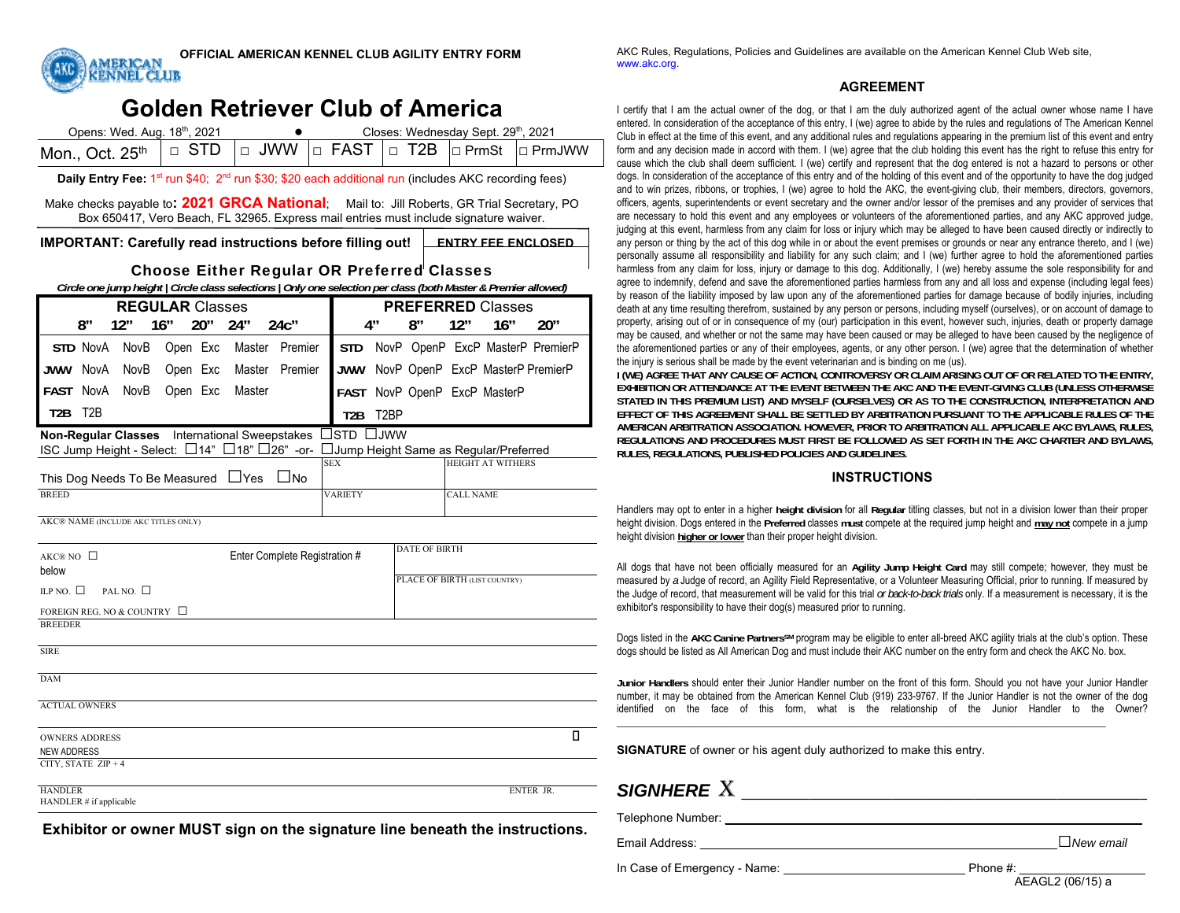**OFFICIAL AMERICAN KENNEL CLUB AGILITY ENTRY FORM**

# Golden Retriever Club of America

Opens: Wed. Aug. 18th, 2021 • Closes: Wednesday Sept. 29th, 2021

| Mon., Oct. 25th | □ STD | □ JWW | □ FAST | □ T2B | □ PrmSt | □ PrmJWW |
|---|---|---|---|---|---|---|

**Daily Entry Fee:** 1st run $40; 2nd run $30; $20 each additional run (includes AKC recording fees)

Make checks payable to: **2021 GRCA National**; Mail to: Jill Roberts, GR Trial Secretary, PO Box 650417, Vero Beach, FL 32965. Express mail entries must include signature waiver.

**IMPORTANT: Carefully read instructions before filling out!** | **ENTRY FEE ENCLOSED**

### Choose Either Regular OR Preferred Classes

***Circle one jump height | Circle class selections | Only one selection per class (both Master & Premier allowed)***

| **REGULAR Classes** | | | | | | **PREFERRED Classes** | | | | | |
|---|---|---|---|---|---|---|---|---|---|---|---|
| **8"** | **12"** | **16"** | **20"** | **24"** | **24c"** | **4"** | **8"** | **12"** | **16"** | **20"** | |
| **STD** NovA | NovB | Open | Exc | Master | Premier | **STD** NovP | OpenP | ExcP | MasterP | PremierP | |
| **JWW** NovA | NovB | Open | Exc | Master | Premier | **JWW** NovP | OpenP | ExcP | MasterP | PremierP | |
| **FAST** NovA | NovB | Open | Exc | Master | | **FAST** NovP | OpenP | ExcP | MasterP | | |
| **T2B** T2B | | | | | | **T2B** T2BP | | | | | |

**Non-Regular Classes** International Sweepstakes ☐STD ☐JWW

ISC Jump Height - Select: ☐14" ☐18" ☐26" -or- ☐Jump Height Same as Regular/Preferred

This Dog Needs To Be Measured ☐Yes ☐No | SEX | HEIGHT AT WITHERS

BREED | VARIETY | CALL NAME

AKC® NAME (INCLUDE AKC TITLES ONLY)

AKC® NO ☐ below | Enter Complete Registration # | DATE OF BIRTH

ILP NO. ☐ PAL NO. ☐ | PLACE OF BIRTH (LIST COUNTRY)

FOREIGN REG. NO & COUNTRY ☐

BREEDER

SIRE

DAM

ACTUAL OWNERS

OWNERS ADDRESS
NEW ADDRESS ☐

CITY, STATE ZIP + 4

HANDLER
HANDLER # if applicable | ENTER JR.

**Exhibitor or owner MUST sign on the signature line beneath the instructions.**

AKC Rules, Regulations, Policies and Guidelines are available on the American Kennel Club Web site, www.akc.org.

## AGREEMENT

I certify that I am the actual owner of the dog, or that I am the duly authorized agent of the actual owner whose name I have entered. In consideration of the acceptance of this entry, I (we) agree to abide by the rules and regulations of The American Kennel Club in effect at the time of this event, and any additional rules and regulations appearing in the premium list of this event and entry form and any decision made in accord with them. I (we) agree that the club holding this event has the right to refuse this entry for cause which the club shall deem sufficient. I (we) certify and represent that the dog entered is not a hazard to persons or other dogs. In consideration of the acceptance of this entry and of the holding of this event and of the opportunity to have the dog judged and to win prizes, ribbons, or trophies, I (we) agree to hold the AKC, the event-giving club, their members, directors, governors, officers, agents, superintendents or event secretary and the owner and/or lessor of the premises and any provider of services that are necessary to hold this event and any employees or volunteers of the aforementioned parties, and any AKC approved judge, judging at this event, harmless from any claim for loss or injury which may be alleged to have been caused directly or indirectly to any person or thing by the act of this dog while in or about the event premises or grounds or near any entrance thereto, and I (we) personally assume all responsibility and liability for any such claim; and I (we) further agree to hold the aforementioned parties harmless from any claim for loss, injury or damage to this dog. Additionally, I (we) hereby assume the sole responsibility for and agree to indemnify, defend and save the aforementioned parties harmless from any and all loss and expense (including legal fees) by reason of the liability imposed by law upon any of the aforementioned parties for damage because of bodily injuries, including death at any time resulting therefrom, sustained by any person or persons, including myself (ourselves), or on account of damage to property, arising out of or in consequence of my (our) participation in this event, however such, injuries, death or property damage may be caused, and whether or not the same may have been caused or may be alleged to have been caused by the negligence of the aforementioned parties or any of their employees, agents, or any other person. I (we) agree that the determination of whether the injury is serious shall be made by the event veterinarian and is binding on me (us).

**I (WE) AGREE THAT ANY CAUSE OF ACTION, CONTROVERSY OR CLAIM ARISING OUT OF OR RELATED TO THE ENTRY, EXHIBITION OR ATTENDANCE AT THE EVENT BETWEEN THE AKC AND THE EVENT-GIVING CLUB (UNLESS OTHERWISE STATED IN THIS PREMIUM LIST) AND MYSELF (OURSELVES) OR AS TO THE CONSTRUCTION, INTERPRETATION AND EFFECT OF THIS AGREEMENT SHALL BE SETTLED BY ARBITRATION PURSUANT TO THE APPLICABLE RULES OF THE AMERICAN ARBITRATION ASSOCIATION. HOWEVER, PRIOR TO ARBITRATION ALL APPLICABLE AKC BYLAWS, RULES, REGULATIONS AND PROCEDURES MUST FIRST BE FOLLOWED AS SET FORTH IN THE AKC CHARTER AND BYLAWS, RULES, REGULATIONS, PUBLISHED POLICIES AND GUIDELINES.**

## INSTRUCTIONS

Handlers may opt to enter in a higher **height division** for all **Regular** titling classes, but not in a division lower than their proper height division. Dogs entered in the **Preferred** classes **must** compete at the required jump height and **may not** compete in a jump height division **higher or lower** than their proper height division.

All dogs that have not been officially measured for an **Agility Jump Height Card** may still compete; however, they must be measured by *a* Judge of record, an Agility Field Representative, or a Volunteer Measuring Official, prior to running. If measured by the Judge of record, that measurement will be valid for this trial *or back-to-back trials* only. If a measurement is necessary, it is the exhibitor's responsibility to have their dog(s) measured prior to running.

Dogs listed in the **AKC Canine Partners℠** program may be eligible to enter all-breed AKC agility trials at the club's option. These dogs should be listed as All American Dog and must include their AKC number on the entry form and check the AKC No. box.

**Junior Handlers** should enter their Junior Handler number on the front of this form. Should you not have your Junior Handler number, it may be obtained from the American Kennel Club (919) 233-9767. If the Junior Handler is not the owner of the dog identified on the face of this form, what is the relationship of the Junior Handler to the Owner? ______________________________

**SIGNATURE** of owner or his agent duly authorized to make this entry.

***SIGNHERE*** X ______________________________

Telephone Number: ______________________________

Email Address: ______________________________ ☐*New email*

In Case of Emergency - Name: ____________________ Phone #: ______________

AEAGL2 (06/15) a